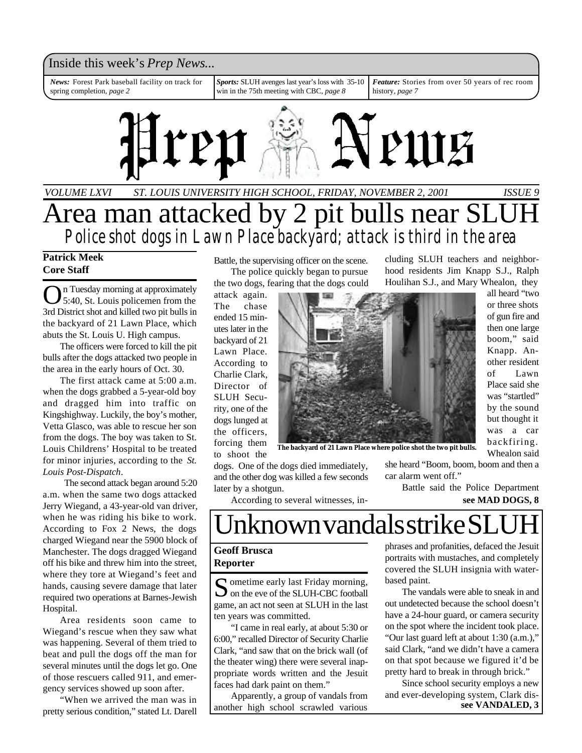Inside this week's *Prep News...*

***News:*** Forest Park baseball facility on track for spring completion, *page 2*

***Sports:*** SLUH avenges last year's loss with 35-10 win in the 75th meeting with CBC, *page 8*

***Feature:*** Stories from over 50 years of rec room history, *page 7*

# Prep News

*VOLUME LXVI ST. LOUIS UNIVERSITY HIGH SCHOOL, FRIDAY, NOVEMBER 2, 2001 ISSUE 9*

# Area man attacked by 2 pit bulls near SLUH

## Police shot dogs in Lawn Place backyard; attack is third in the area

**Patrick Meek**
**Core Staff**

On Tuesday morning at approximately 5:40, St. Louis policemen from the 3rd District shot and killed two pit bulls in the backyard of 21 Lawn Place, which abuts the St. Louis U. High campus.

The officers were forced to kill the pit bulls after the dogs attacked two people in the area in the early hours of Oct. 30.

The first attack came at 5:00 a.m. when the dogs grabbed a 5-year-old boy and dragged him into traffic on Kingshighway. Luckily, the boy's mother, Vetta Glasco, was able to rescue her son from the dogs. The boy was taken to St. Louis Childrens' Hospital to be treated for minor injuries, according to the *St. Louis Post-Dispatch*.

The second attack began around 5:20 a.m. when the same two dogs attacked Jerry Wiegand, a 43-year-old van driver, when he was riding his bike to work. According to Fox 2 News, the dogs charged Wiegand near the 5900 block of Manchester. The dogs dragged Wiegand off his bike and threw him into the street, where they tore at Wiegand's feet and hands, causing severe damage that later required two operations at Barnes-Jewish Hospital.

Area residents soon came to Wiegand's rescue when they saw what was happening. Several of them tried to beat and pull the dogs off the man for several minutes until the dogs let go. One of those rescuers called 911, and emergency services showed up soon after.

"When we arrived the man was in pretty serious condition," stated Lt. Darell Battle, the supervising officer on the scene.

The police quickly began to pursue the two dogs, fearing that the dogs could attack again. The chase ended 15 minutes later in the backyard of 21 Lawn Place. According to Charlie Clark, Director of SLUH Security, one of the dogs lunged at the officers, forcing them to shoot the dogs. One of the dogs died immediately, and the other dog was killed a few seconds later by a shotgun.

**The backyard of 21 Lawn Place where police shot the two pit bulls.**

According to several witnesses, including SLUH teachers and neighborhood residents Jim Knapp S.J., Ralph Houlihan S.J., and Mary Whealon, they all heard "two or three shots of gun fire and then one large boom," said Knapp. Another resident of Lawn Place said she was "startled" by the sound but thought it was a car backfiring. Whealon said she heard "Boom, boom, boom and then a car alarm went off."

Battle said the Police Department

**see MAD DOGS, 8**

# Unknown vandals strike SLUH

**Geoff Brusca**
**Reporter**

Sometime early last Friday morning, on the eve of the SLUH-CBC football game, an act not seen at SLUH in the last ten years was committed.

"I came in real early, at about 5:30 or 6:00," recalled Director of Security Charlie Clark, "and saw that on the brick wall (of the theater wing) there were several inappropriate words written and the Jesuit faces had dark paint on them."

Apparently, a group of vandals from another high school scrawled various phrases and profanities, defaced the Jesuit portraits with mustaches, and completely covered the SLUH insignia with water-based paint.

The vandals were able to sneak in and out undetected because the school doesn't have a 24-hour guard, or camera security on the spot where the incident took place. "Our last guard left at about 1:30 (a.m.)," said Clark, "and we didn't have a camera on that spot because we figured it'd be pretty hard to break in through brick."

Since school security employs a new and ever-developing system, Clark dis-

**see VANDALED, 3**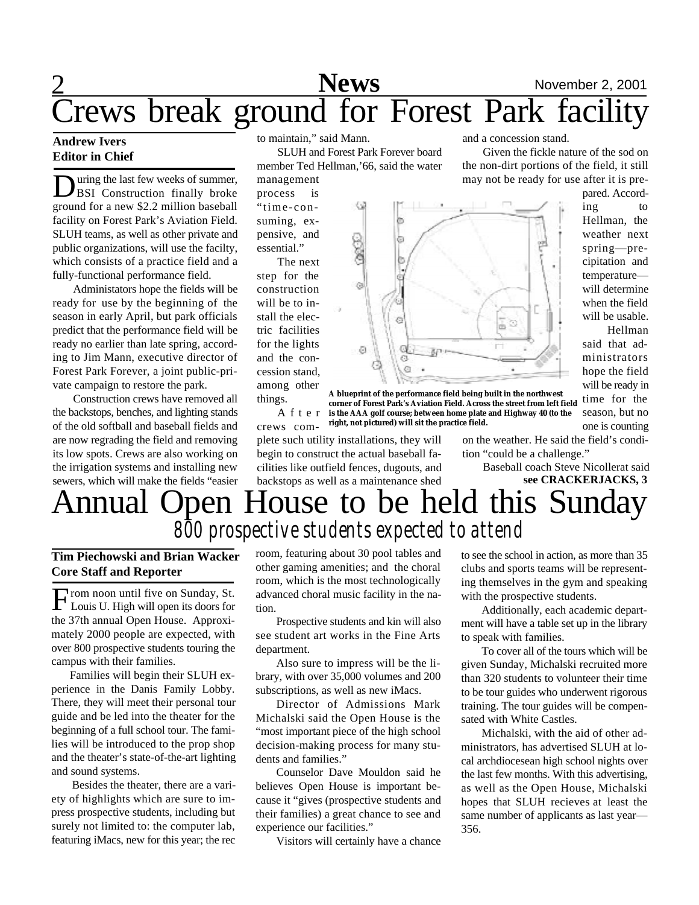# Crews break ground for Forest Park facility

**Andrew Ivers**
**Editor in Chief**

During the last few weeks of summer, BSI Construction finally broke ground for a new $2.2 million baseball facility on Forest Park's Aviation Field. SLUH teams, as well as other private and public organizations, will use the facilty, which consists of a practice field and a fully-functional performance field.

Administators hope the fields will be ready for use by the beginning of the season in early April, but park officials predict that the performance field will be ready no earlier than late spring, according to Jim Mann, executive director of Forest Park Forever, a joint public-private campaign to restore the park.

Construction crews have removed all the backstops, benches, and lighting stands of the old softball and baseball fields and are now regrading the field and removing its low spots. Crews are also working on the irrigation systems and installing new sewers, which will make the fields "easier to maintain," said Mann.

SLUH and Forest Park Forever board member Ted Hellman,'66, said the water management process is "time-consuming, expensive, and essential."

The next step for the construction will be to install the electric facilities for the lights and the concession stand, among other things.

After crews complete such utility installations, they will begin to construct the actual baseball facilities like outfield fences, dugouts, and backstops as well as a maintenance shed and a concession stand.

**A blueprint of the performance field being built in the northwest corner of Forest Park's Aviation Field. Across the street from left field is the AAA golf course; between home plate and Highway 40 (to the right, not pictured) will sit the practice field.**

Given the fickle nature of the sod on the non-dirt portions of the field, it still may not be ready for use after it is prepared. According to Hellman, the weather next spring—precipitation and temperature—will determine when the field will be usable.

Hellman said that administrators hope the field will be ready in time for the season, but no one is counting on the weather. He said the field's condition "could be a challenge."

Baseball coach Steve Nicollerat said

**see CRACKERJACKS, 3**

# Annual Open House to be held this Sunday

## *800 prospective students expected to attend*

**Tim Piechowski and Brian Wacker**
**Core Staff and Reporter**

From noon until five on Sunday, St. Louis U. High will open its doors for the 37th annual Open House. Approximately 2000 people are expected, with over 800 prospective students touring the campus with their families.

Families will begin their SLUH experience in the Danis Family Lobby. There, they will meet their personal tour guide and be led into the theater for the beginning of a full school tour. The families will be introduced to the prop shop and the theater's state-of-the-art lighting and sound systems.

Besides the theater, there are a variety of highlights which are sure to impress prospective students, including but surely not limited to: the computer lab, featuring iMacs, new for this year; the rec room, featuring about 30 pool tables and other gaming amenities; and the choral room, which is the most technologically advanced choral music facility in the nation.

Prospective students and kin will also see student art works in the Fine Arts department.

Also sure to impress will be the library, with over 35,000 volumes and 200 subscriptions, as well as new iMacs.

Director of Admissions Mark Michalski said the Open House is the "most important piece of the high school decision-making process for many students and families."

Counselor Dave Mouldon said he believes Open House is important because it "gives (prospective students and their families) a great chance to see and experience our facilities."

Visitors will certainly have a chance to see the school in action, as more than 35 clubs and sports teams will be representing themselves in the gym and speaking with the prospective students.

Additionally, each academic department will have a table set up in the library to speak with families.

To cover all of the tours which will be given Sunday, Michalski recruited more than 320 students to volunteer their time to be tour guides who underwent rigorous training. The tour guides will be compensated with White Castles.

Michalski, with the aid of other administrators, has advertised SLUH at local archdiocesean high school nights over the last few months. With this advertising, as well as the Open House, Michalski hopes that SLUH recieves at least the same number of applicants as last year—356.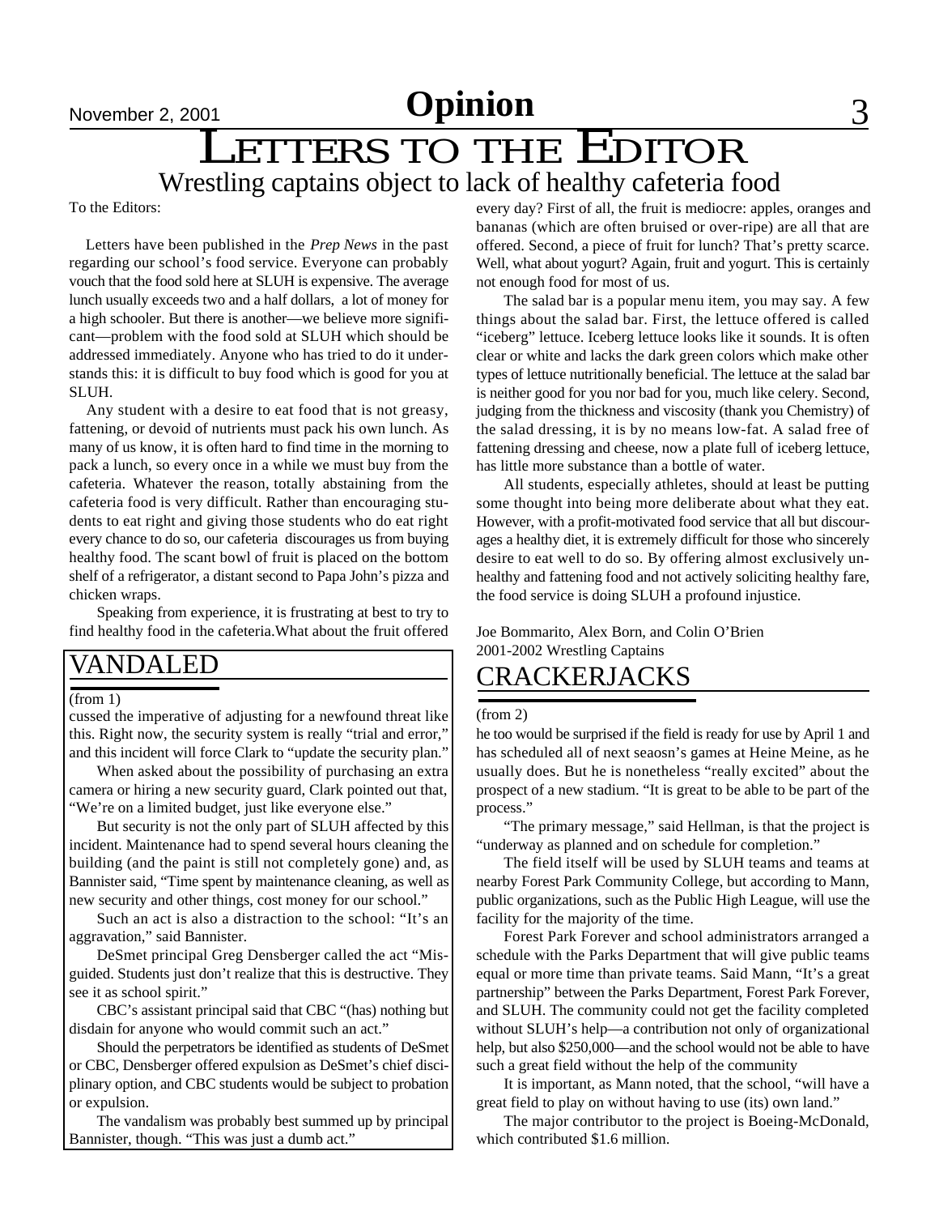# Opinion

# LETTERS TO THE EDITOR

## Wrestling captains object to lack of healthy cafeteria food

To the Editors:

Letters have been published in the *Prep News* in the past regarding our school's food service. Everyone can probably vouch that the food sold here at SLUH is expensive. The average lunch usually exceeds two and a half dollars, a lot of money for a high schooler. But there is another—we believe more significant—problem with the food sold at SLUH which should be addressed immediately. Anyone who has tried to do it understands this: it is difficult to buy food which is good for you at SLUH.

Any student with a desire to eat food that is not greasy, fattening, or devoid of nutrients must pack his own lunch. As many of us know, it is often hard to find time in the morning to pack a lunch, so every once in a while we must buy from the cafeteria. Whatever the reason, totally abstaining from the cafeteria food is very difficult. Rather than encouraging students to eat right and giving those students who do eat right every chance to do so, our cafeteria discourages us from buying healthy food. The scant bowl of fruit is placed on the bottom shelf of a refrigerator, a distant second to Papa John's pizza and chicken wraps.

Speaking from experience, it is frustrating at best to try to find healthy food in the cafeteria.What about the fruit offered every day? First of all, the fruit is mediocre: apples, oranges and bananas (which are often bruised or over-ripe) are all that are offered. Second, a piece of fruit for lunch? That's pretty scarce. Well, what about yogurt? Again, fruit and yogurt. This is certainly not enough food for most of us.

The salad bar is a popular menu item, you may say. A few things about the salad bar. First, the lettuce offered is called "iceberg" lettuce. Iceberg lettuce looks like it sounds. It is often clear or white and lacks the dark green colors which make other types of lettuce nutritionally beneficial. The lettuce at the salad bar is neither good for you nor bad for you, much like celery. Second, judging from the thickness and viscosity (thank you Chemistry) of the salad dressing, it is by no means low-fat. A salad free of fattening dressing and cheese, now a plate full of iceberg lettuce, has little more substance than a bottle of water.

All students, especially athletes, should at least be putting some thought into being more deliberate about what they eat. However, with a profit-motivated food service that all but discourages a healthy diet, it is extremely difficult for those who sincerely desire to eat well to do so. By offering almost exclusively unhealthy and fattening food and not actively soliciting healthy fare, the food service is doing SLUH a profound injustice.

Joe Bommarito, Alex Born, and Colin O'Brien
2001-2002 Wrestling Captains

## VANDALED

(from 1)

cussed the imperative of adjusting for a newfound threat like this. Right now, the security system is really "trial and error," and this incident will force Clark to "update the security plan."

When asked about the possibility of purchasing an extra camera or hiring a new security guard, Clark pointed out that, "We're on a limited budget, just like everyone else."

But security is not the only part of SLUH affected by this incident. Maintenance had to spend several hours cleaning the building (and the paint is still not completely gone) and, as Bannister said, "Time spent by maintenance cleaning, as well as new security and other things, cost money for our school."

Such an act is also a distraction to the school: "It's an aggravation," said Bannister.

DeSmet principal Greg Densberger called the act "Misguided. Students just don't realize that this is destructive. They see it as school spirit."

CBC's assistant principal said that CBC "(has) nothing but disdain for anyone who would commit such an act."

Should the perpetrators be identified as students of DeSmet or CBC, Densberger offered expulsion as DeSmet's chief disciplinary option, and CBC students would be subject to probation or expulsion.

The vandalism was probably best summed up by principal Bannister, though. "This was just a dumb act."

## CRACKERJACKS

(from 2)

he too would be surprised if the field is ready for use by April 1 and has scheduled all of next seaosn's games at Heine Meine, as he usually does. But he is nonetheless "really excited" about the prospect of a new stadium. "It is great to be able to be part of the process."

"The primary message," said Hellman, is that the project is "underway as planned and on schedule for completion."

The field itself will be used by SLUH teams and teams at nearby Forest Park Community College, but according to Mann, public organizations, such as the Public High League, will use the facility for the majority of the time.

Forest Park Forever and school administrators arranged a schedule with the Parks Department that will give public teams equal or more time than private teams. Said Mann, "It's a great partnership" between the Parks Department, Forest Park Forever, and SLUH. The community could not get the facility completed without SLUH's help—a contribution not only of organizational help, but also $250,000—and the school would not be able to have such a great field without the help of the community

It is important, as Mann noted, that the school, "will have a great field to play on without having to use (its) own land."

The major contributor to the project is Boeing-McDonald, which contributed $1.6 million.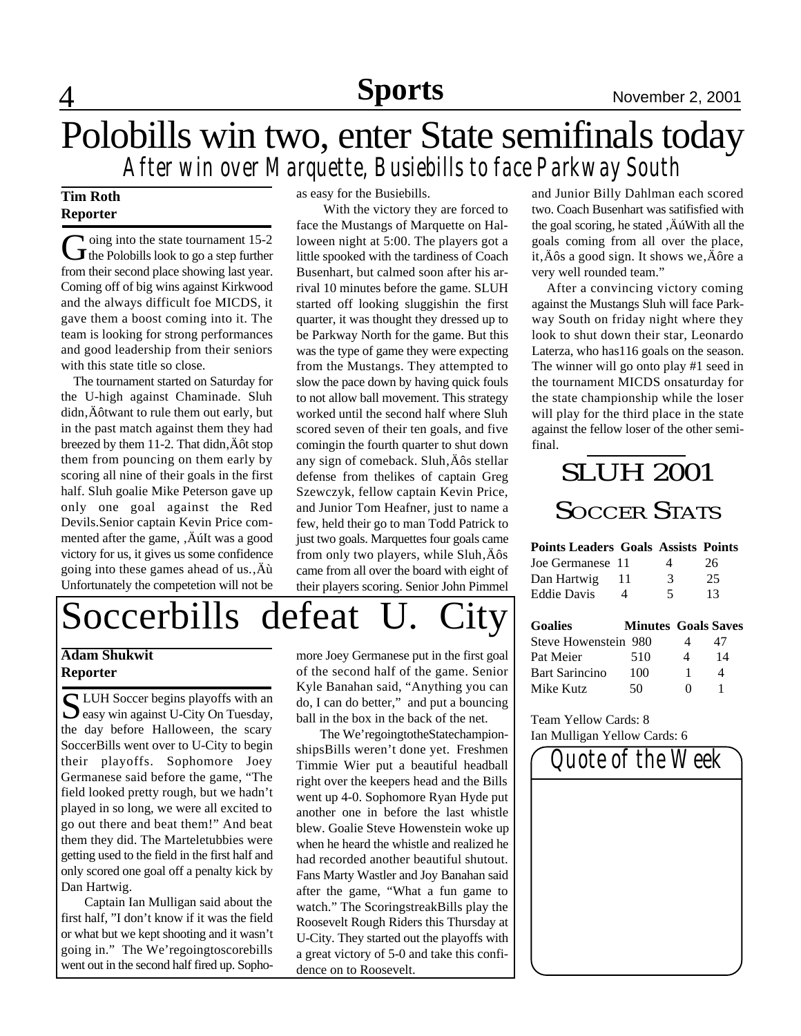## Sports

# Polobills win two, enter State semifinals today

### *After win over Marquette, Busiebills to face Parkway South*

**Tim Roth**
**Reporter**

Going into the state tournament 15-2 the Polobills look to go a step further from their second place showing last year. Coming off of big wins against Kirkwood and the always difficult foe MICDS, it gave them a boost coming into it. The team is looking for strong performances and good leadership from their seniors with this state title so close.

The tournament started on Saturday for the U-high against Chaminade. Sluh didn,Äôtwant to rule them out early, but in the past match against them they had breezed by them 11-2. That didn,Äôt stop them from pouncing on them early by scoring all nine of their goals in the first half. Sluh goalie Mike Peterson gave up only one goal against the Red Devils.Senior captain Kevin Price commented after the game, ,ÄúIt was a good victory for us, it gives us some confidence going into these games ahead of us.,Äù Unfortunately the competetion will not be as easy for the Busiebills.

With the victory they are forced to face the Mustangs of Marquette on Halloween night at 5:00. The players got a little spooked with the tardiness of Coach Busenhart, but calmed soon after his arrival 10 minutes before the game. SLUH started off looking sluggishin the first quarter, it was thought they dressed up to be Parkway North for the game. But this was the type of game they were expecting from the Mustangs. They attempted to slow the pace down by having quick fouls to not allow ball movement. This strategy worked until the second half where Sluh scored seven of their ten goals, and five comingin the fourth quarter to shut down any sign of comeback. Sluh,Äôs stellar defense from thelikes of captain Greg Szewczyk, fellow captain Kevin Price, and Junior Tom Heafner, just to name a few, held their go to man Todd Patrick to just two goals. Marquettes four goals came from only two players, while Sluh,Äôs came from all over the board with eight of their players scoring. Senior John Pimmel and Junior Billy Dahlman each scored two. Coach Busenhart was satifisfied with the goal scoring, he stated ,ÄúWith all the goals coming from all over the place, it,Äôs a good sign. It shows we,Äôre a very well rounded team."

After a convincing victory coming against the Mustangs Sluh will face Parkway South on friday night where they look to shut down their star, Leonardo Laterza, who has116 goals on the season. The winner will go onto play #1 seed in the tournament MICDS onsaturday for the state championship while the loser will play for the third place in the state against the fellow loser of the other semifinal.

# Soccerbills defeat U. City

**Adam Shukwit**
**Reporter**

SLUH Soccer begins playoffs with an easy win against U-City On Tuesday, the day before Halloween, the scary SoccerBills went over to U-City to begin their playoffs. Sophomore Joey Germanese said before the game, "The field looked pretty rough, but we hadn't played in so long, we were all excited to go out there and beat them!" And beat them they did. The Marteletubbies were getting used to the field in the first half and only scored one goal off a penalty kick by Dan Hartwig.

Captain Ian Mulligan said about the first half, "I don't know if it was the field or what but we kept shooting and it wasn't going in." The We'regoingtoscorebills went out in the second half fired up. Sophomore Joey Germanese put in the first goal of the second half of the game. Senior Kyle Banahan said, "Anything you can do, I can do better," and put a bouncing ball in the box in the back of the net.

The We'regoingtotheStatechampionshipsBills weren't done yet. Freshmen Timmie Wier put a beautiful headball right over the keepers head and the Bills went up 4-0. Sophomore Ryan Hyde put another one in before the last whistle blew. Goalie Steve Howenstein woke up when he heard the whistle and realized he had recorded another beautiful shutout. Fans Marty Wastler and Joy Banahan said after the game, "What a fun game to watch." The ScoringstreakBills play the Roosevelt Rough Riders this Thursday at U-City. They started out the playoffs with a great victory of 5-0 and take this confidence on to Roosevelt.

## SLUH 2001 Soccer Stats

| Points Leaders | Goals | Assists | Points |
|---|---|---|---|
| Joe Germanese | 11 | 4 | 26 |
| Dan Hartwig | 11 | 3 | 25 |
| Eddie Davis | 4 | 5 | 13 |

| Goalies | Minutes | Goals | Saves |
|---|---|---|---|
| Steve Howenstein | 980 | 4 | 47 |
| Pat Meier | 510 | 4 | 14 |
| Bart Sarincino | 100 | 1 | 4 |
| Mike Kutz | 50 | 0 | 1 |

Team Yellow Cards: 8
Ian Mulligan Yellow Cards: 6

### *Quote of the Week*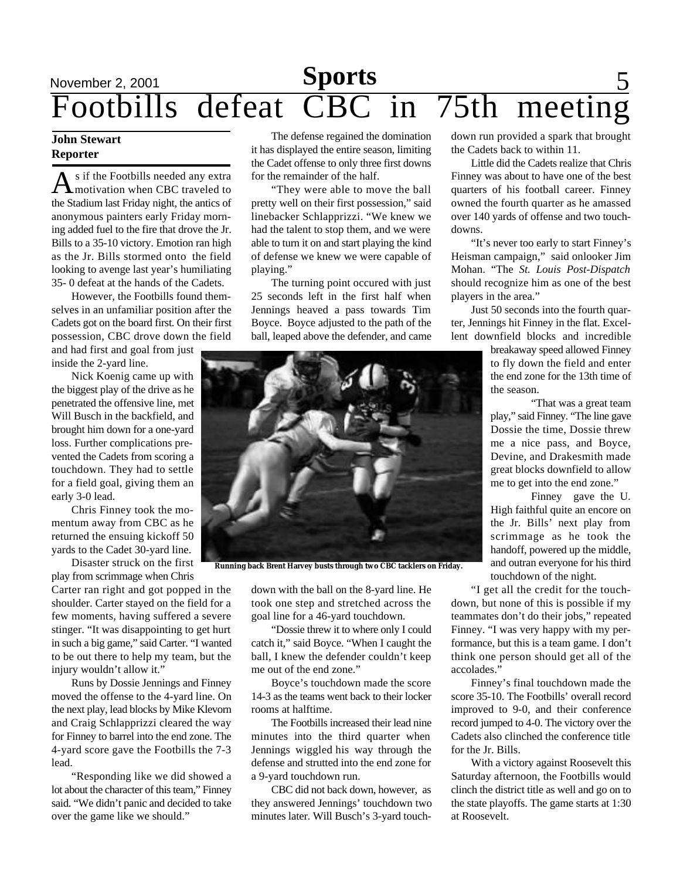# Footbills defeat CBC in 75th meeting

**John Stewart**
**Reporter**

As if the Footbills needed any extra motivation when CBC traveled to the Stadium last Friday night, the antics of anonymous painters early Friday morning added fuel to the fire that drove the Jr. Bills to a 35-10 victory. Emotion ran high as the Jr. Bills stormed onto the field looking to avenge last year's humiliating 35- 0 defeat at the hands of the Cadets.

However, the Footbills found themselves in an unfamiliar position after the Cadets got on the board first. On their first possession, CBC drove down the field and had first and goal from just inside the 2-yard line.

Nick Koenig came up with the biggest play of the drive as he penetrated the offensive line, met Will Busch in the backfield, and brought him down for a one-yard loss. Further complications prevented the Cadets from scoring a touchdown. They had to settle for a field goal, giving them an early 3-0 lead.

Chris Finney took the momentum away from CBC as he returned the ensuing kickoff 50 yards to the Cadet 30-yard line.

Disaster struck on the first play from scrimmage when Chris Carter ran right and got popped in the shoulder. Carter stayed on the field for a few moments, having suffered a severe stinger. "It was disappointing to get hurt in such a big game," said Carter. "I wanted to be out there to help my team, but the injury wouldn't allow it."

Runs by Dossie Jennings and Finney moved the offense to the 4-yard line. On the next play, lead blocks by Mike Klevorn and Craig Schlapprizzi cleared the way for Finney to barrel into the end zone. The 4-yard score gave the Footbills the 7-3 lead.

"Responding like we did showed a lot about the character of this team," Finney said. "We didn't panic and decided to take over the game like we should."

The defense regained the domination it has displayed the entire season, limiting the Cadet offense to only three first downs for the remainder of the half.

"They were able to move the ball pretty well on their first possession," said linebacker Schlapprizzi. "We knew we had the talent to stop them, and we were able to turn it on and start playing the kind of defense we knew we were capable of playing."

The turning point occured with just 25 seconds left in the first half when Jennings heaved a pass towards Tim Boyce. Boyce adjusted to the path of the ball, leaped above the defender, and came down with the ball on the 8-yard line. He took one step and stretched across the goal line for a 46-yard touchdown.

**Running back Brent Harvey busts through two CBC tacklers on Friday.**

"Dossie threw it to where only I could catch it," said Boyce. "When I caught the ball, I knew the defender couldn't keep me out of the end zone."

Boyce's touchdown made the score 14-3 as the teams went back to their locker rooms at halftime.

The Footbills increased their lead nine minutes into the third quarter when Jennings wiggled his way through the defense and strutted into the end zone for a 9-yard touchdown run.

CBC did not back down, however, as they answered Jennings' touchdown two minutes later. Will Busch's 3-yard touchdown run provided a spark that brought the Cadets back to within 11.

Little did the Cadets realize that Chris Finney was about to have one of the best quarters of his football career. Finney owned the fourth quarter as he amassed over 140 yards of offense and two touchdowns.

"It's never too early to start Finney's Heisman campaign," said onlooker Jim Mohan. "The *St. Louis Post-Dispatch* should recognize him as one of the best players in the area."

Just 50 seconds into the fourth quarter, Jennings hit Finney in the flat. Excellent downfield blocks and incredible breakaway speed allowed Finney to fly down the field and enter the end zone for the 13th time of the season.

"That was a great team play," said Finney. "The line gave Dossie the time, Dossie threw me a nice pass, and Boyce, Devine, and Drakesmith made great blocks downfield to allow me to get into the end zone."

Finney gave the U. High faithful quite an encore on the Jr. Bills' next play from scrimmage as he took the handoff, powered up the middle, and outran everyone for his third touchdown of the night.

"I get all the credit for the touchdown, but none of this is possible if my teammates don't do their jobs," repeated Finney. "I was very happy with my performance, but this is a team game. I don't think one person should get all of the accolades."

Finney's final touchdown made the score 35-10. The Footbills' overall record improved to 9-0, and their conference record jumped to 4-0. The victory over the Cadets also clinched the conference title for the Jr. Bills.

With a victory against Roosevelt this Saturday afternoon, the Footbills would clinch the district title as well and go on to the state playoffs. The game starts at 1:30 at Roosevelt.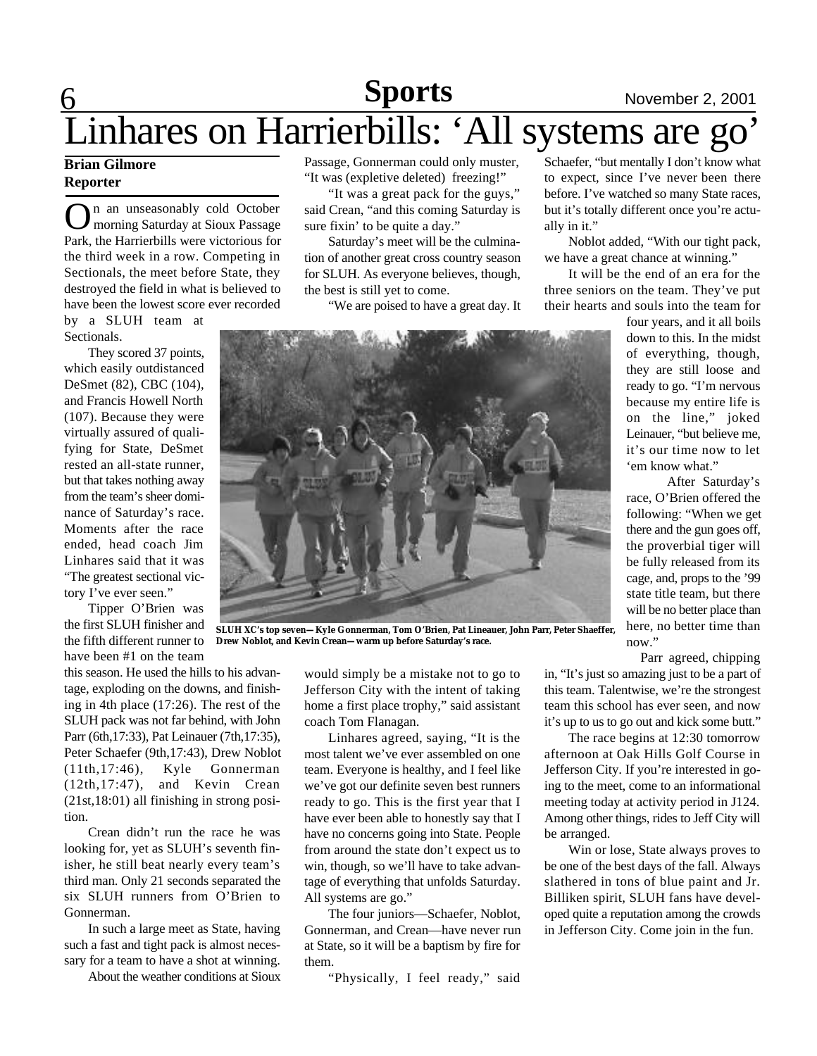# Linhares on Harrierbills: 'All systems are go'

**Brian Gilmore**
**Reporter**

On an unseasonably cold October morning Saturday at Sioux Passage Park, the Harrierbills were victorious for the third week in a row. Competing in Sectionals, the meet before State, they destroyed the field in what is believed to have been the lowest score ever recorded by a SLUH team at Sectionals.

They scored 37 points, which easily outdistanced DeSmet (82), CBC (104), and Francis Howell North (107). Because they were virtually assured of qualifying for State, DeSmet rested an all-state runner, but that takes nothing away from the team's sheer dominance of Saturday's race. Moments after the race ended, head coach Jim Linhares said that it was "The greatest sectional victory I've ever seen."

Tipper O'Brien was the first SLUH finisher and the fifth different runner to have been #1 on the team this season. He used the hills to his advantage, exploding on the downs, and finishing in 4th place (17:26). The rest of the SLUH pack was not far behind, with John Parr (6th,17:33), Pat Leinauer (7th,17:35), Peter Schaefer (9th,17:43), Drew Noblot (11th,17:46), Kyle Gonnerman (12th,17:47), and Kevin Crean (21st,18:01) all finishing in strong position.

Crean didn't run the race he was looking for, yet as SLUH's seventh finisher, he still beat nearly every team's third man. Only 21 seconds separated the six SLUH runners from O'Brien to Gonnerman.

In such a large meet as State, having such a fast and tight pack is almost necessary for a team to have a shot at winning.

About the weather conditions at Sioux Passage, Gonnerman could only muster, "It was (expletive deleted) freezing!"

"It was a great pack for the guys," said Crean, "and this coming Saturday is sure fixin' to be quite a day."

Saturday's meet will be the culmination of another great cross country season for SLUH. As everyone believes, though, the best is still yet to come.

"We are poised to have a great day. It would simply be a mistake not to go to Jefferson City with the intent of taking home a first place trophy," said assistant coach Tom Flanagan.

Linhares agreed, saying, "It is the most talent we've ever assembled on one team. Everyone is healthy, and I feel like we've got our definite seven best runners ready to go. This is the first year that I have ever been able to honestly say that I have no concerns going into State. People from around the state don't expect us to win, though, so we'll have to take advantage of everything that unfolds Saturday. All systems are go."

The four juniors—Schaefer, Noblot, Gonnerman, and Crean—have never run at State, so it will be a baptism by fire for them.

"Physically, I feel ready," said Schaefer, "but mentally I don't know what to expect, since I've never been there before. I've watched so many State races, but it's totally different once you're actually in it."

Noblot added, "With our tight pack, we have a great chance at winning."

It will be the end of an era for the three seniors on the team. They've put their hearts and souls into the team for four years, and it all boils down to this. In the midst of everything, though, they are still loose and ready to go. "I'm nervous because my entire life is on the line," joked Leinauer, "but believe me, it's our time now to let 'em know what."

SLUH XC's top seven—Kyle Gonnerman, Tom O'Brien, Pat Lineauer, John Parr, Peter Shaeffer, Drew Noblot, and Kevin Crean—warm up before Saturday's race.

After Saturday's race, O'Brien offered the following: "When we get there and the gun goes off, the proverbial tiger will be fully released from its cage, and, props to the '99 state title team, but there will be no better place than here, no better time than now."

Parr agreed, chipping in, "It's just so amazing just to be a part of this team. Talentwise, we're the strongest team this school has ever seen, and now it's up to us to go out and kick some butt."

The race begins at 12:30 tomorrow afternoon at Oak Hills Golf Course in Jefferson City. If you're interested in going to the meet, come to an informational meeting today at activity period in J124. Among other things, rides to Jeff City will be arranged.

Win or lose, State always proves to be one of the best days of the fall. Always slathered in tons of blue paint and Jr. Billiken spirit, SLUH fans have developed quite a reputation among the crowds in Jefferson City. Come join in the fun.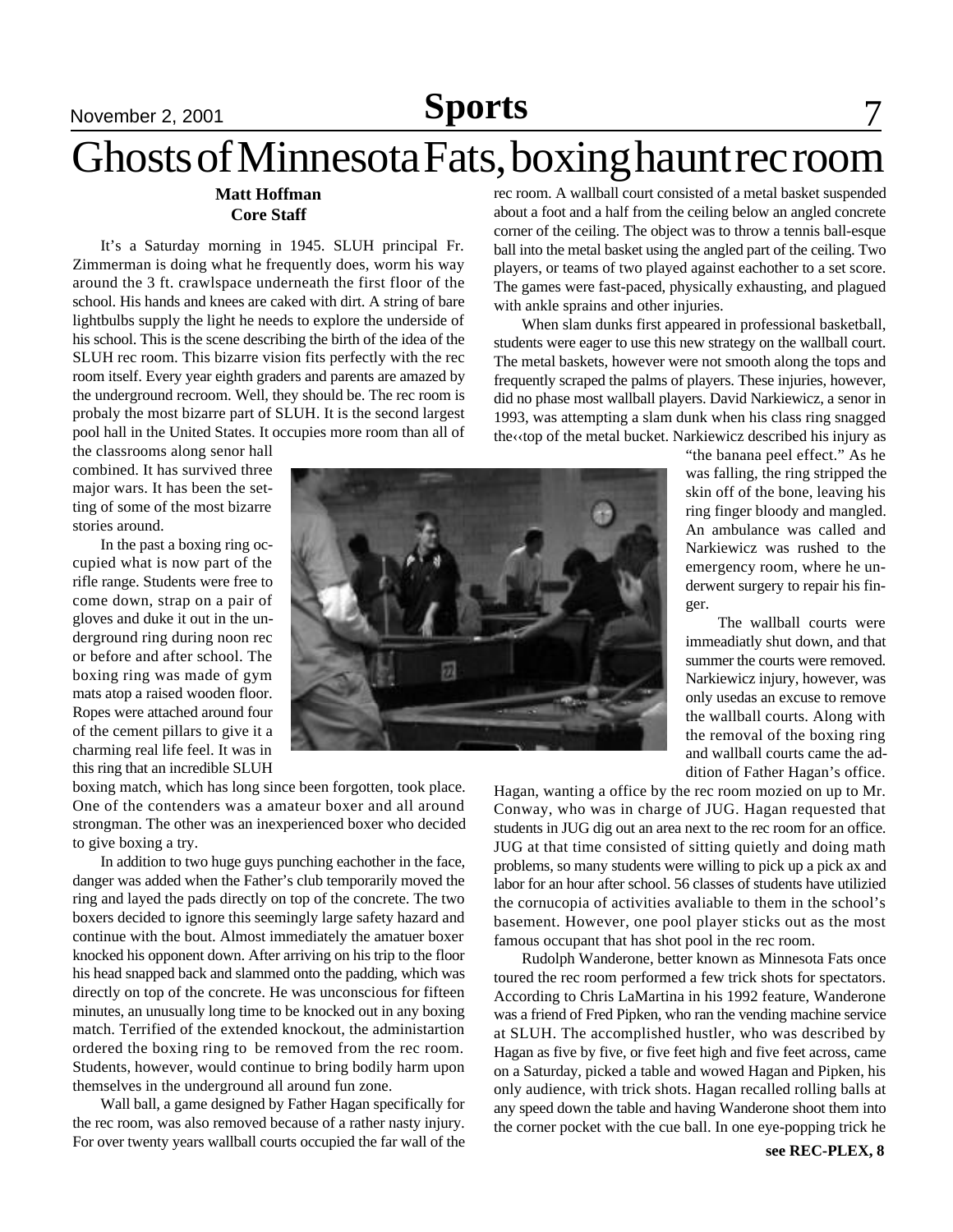# Ghosts of Minnesota Fats, boxing haunt rec room

**Matt Hoffman**
**Core Staff**

It's a Saturday morning in 1945. SLUH principal Fr. Zimmerman is doing what he frequently does, worm his way around the 3 ft. crawlspace underneath the first floor of the school. His hands and knees are caked with dirt. A string of bare lightbulbs supply the light he needs to explore the underside of his school. This is the scene describing the birth of the idea of the SLUH rec room. This bizarre vision fits perfectly with the rec room itself. Every year eighth graders and parents are amazed by the underground recroom. Well, they should be. The rec room is probaly the most bizarre part of SLUH. It is the second largest pool hall in the United States. It occupies more room than all of the classrooms along senor hall combined. It has survived three major wars. It has been the setting of some of the most bizarre stories around.

In the past a boxing ring occupied what is now part of the rifle range. Students were free to come down, strap on a pair of gloves and duke it out in the underground ring during noon rec or before and after school. The boxing ring was made of gym mats atop a raised wooden floor. Ropes were attached around four of the cement pillars to give it a charming real life feel. It was in this ring that an incredible SLUH boxing match, which has long since been forgotten, took place. One of the contenders was a amateur boxer and all around strongman. The other was an inexperienced boxer who decided to give boxing a try.

In addition to two huge guys punching eachother in the face, danger was added when the Father's club temporarily moved the ring and layed the pads directly on top of the concrete. The two boxers decided to ignore this seemingly large safety hazard and continue with the bout. Almost immediately the amatuer boxer knocked his opponent down. After arriving on his trip to the floor his head snapped back and slammed onto the padding, which was directly on top of the concrete. He was unconscious for fifteen minutes, an unusually long time to be knocked out in any boxing match. Terrified of the extended knockout, the administartion ordered the boxing ring to be removed from the rec room. Students, however, would continue to bring bodily harm upon themselves in the underground all around fun zone.

Wall ball, a game designed by Father Hagan specifically for the rec room, was also removed because of a rather nasty injury. For over twenty years wallball courts occupied the far wall of the rec room. A wallball court consisted of a metal basket suspended about a foot and a half from the ceiling below an angled concrete corner of the ceiling. The object was to throw a tennis ball-esque ball into the metal basket using the angled part of the ceiling. Two players, or teams of two played against eachother to a set score. The games were fast-paced, physically exhausting, and plagued with ankle sprains and other injuries.

When slam dunks first appeared in professional basketball, students were eager to use this new strategy on the wallball court. The metal baskets, however were not smooth along the tops and frequently scraped the palms of players. These injuries, however, did no phase most wallball players. David Narkiewicz, a senor in 1993, was attempting a slam dunk when his class ring snagged the‹‹top of the metal bucket. Narkiewicz described his injury as "the banana peel effect." As he was falling, the ring stripped the skin off of the bone, leaving his ring finger bloody and mangled. An ambulance was called and Narkiewicz was rushed to the emergency room, where he underwent surgery to repair his finger.

The wallball courts were immeadiatly shut down, and that summer the courts were removed. Narkiewicz injury, however, was only usedas an excuse to remove the wallball courts. Along with the removal of the boxing ring and wallball courts came the addition of Father Hagan's office. Hagan, wanting a office by the rec room mozied on up to Mr. Conway, who was in charge of JUG. Hagan requested that students in JUG dig out an area next to the rec room for an office. JUG at that time consisted of sitting quietly and doing math problems, so many students were willing to pick up a pick ax and labor for an hour after school. 56 classes of students have utilizied the cornucopia of activities avaliable to them in the school's basement. However, one pool player sticks out as the most famous occupant that has shot pool in the rec room.

Rudolph Wanderone, better known as Minnesota Fats once toured the rec room performed a few trick shots for spectators. According to Chris LaMartina in his 1992 feature, Wanderone was a friend of Fred Pipken, who ran the vending machine service at SLUH. The accomplished hustler, who was described by Hagan as five by five, or five feet high and five feet across, came on a Saturday, picked a table and wowed Hagan and Pipken, his only audience, with trick shots. Hagan recalled rolling balls at any speed down the table and having Wanderone shoot them into the corner pocket with the cue ball. In one eye-popping trick he

**see REC-PLEX, 8**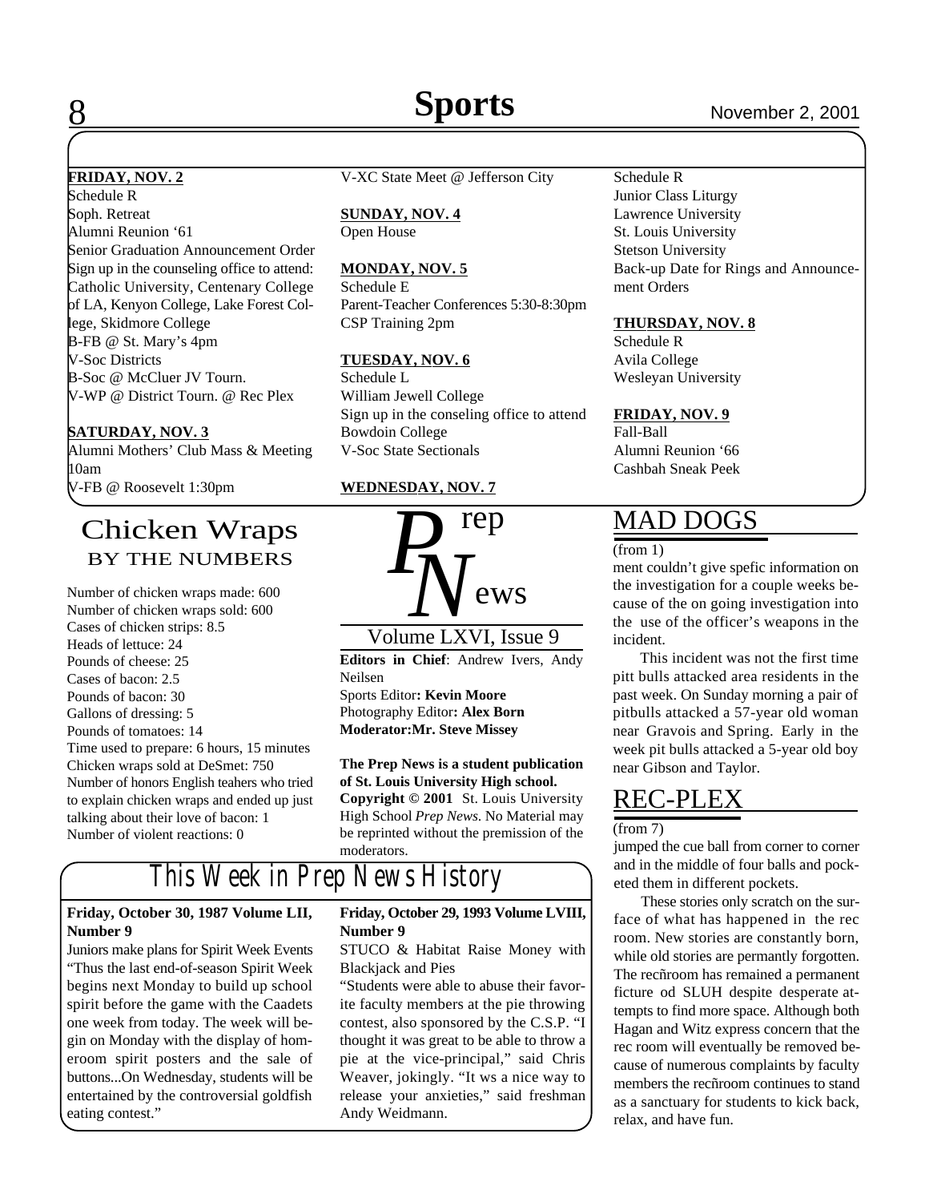**FRIDAY, NOV. 2**
Schedule R
Soph. Retreat
Alumni Reunion '61
Senior Graduation Announcement Order
Sign up in the counseling office to attend: Catholic University, Centenary College of LA, Kenyon College, Lake Forest College, Skidmore College
B-FB @ St. Mary's 4pm
V-Soc Districts
B-Soc @ McCluer JV Tourn.
V-WP @ District Tourn. @ Rec Plex

**SATURDAY, NOV. 3**
Alumni Mothers' Club Mass & Meeting 10am
V-FB @ Roosevelt 1:30pm
V-XC State Meet @ Jefferson City

**SUNDAY, NOV. 4**
Open House

**MONDAY, NOV. 5**
Schedule E
Parent-Teacher Conferences 5:30-8:30pm
CSP Training 2pm

**TUESDAY, NOV. 6**
Schedule L
William Jewell College
Sign up in the conseling office to attend
Bowdoin College
V-Soc State Sectionals

**WEDNESDAY, NOV. 7**
Schedule R
Junior Class Liturgy
Lawrence University
St. Louis University
Stetson University
Back-up Date for Rings and Announcement Orders

**THURSDAY, NOV. 8**
Schedule R
Avila College
Wesleyan University

**FRIDAY, NOV. 9**
Fall-Ball
Alumni Reunion '66
Cashbah Sneak Peek

## Chicken Wraps BY THE NUMBERS

Number of chicken wraps made: 600
Number of chicken wraps sold: 600
Cases of chicken strips: 8.5
Heads of lettuce: 24
Pounds of cheese: 25
Cases of bacon: 2.5
Pounds of bacon: 30
Gallons of dressing: 5
Pounds of tomatoes: 14
Time used to prepare: 6 hours, 15 minutes
Chicken wraps sold at DeSmet: 750
Number of honors English teahers who tried to explain chicken wraps and ended up just talking about their love of bacon: 1
Number of violent reactions: 0

## Prep News

Volume LXVI, Issue 9

**Editors in Chief**: Andrew Ivers, Andy Neilsen
Sports Editor**: Kevin Moore**
Photography Editor**: Alex Born**
**Moderator:Mr. Steve Missey**

**The Prep News is a student publication of St. Louis University High school.**
**Copyright © 2001** St. Louis University High School *Prep News*. No Material may be reprinted without the premission of the moderators.

## This Week in Prep News History

**Friday, October 30, 1987 Volume LII, Number 9**

Juniors make plans for Spirit Week Events
"Thus the last end-of-season Spirit Week begins next Monday to build up school spirit before the game with the Caadets one week from today. The week will begin on Monday with the display of homeroom spirit posters and the sale of buttons...On Wednesday, students will be entertained by the controversial goldfish eating contest."

**Friday, October 29, 1993 Volume LVIII, Number 9**

STUCO & Habitat Raise Money with Blackjack and Pies
"Students were able to abuse their favorite faculty members at the pie throwing contest, also sponsored by the C.S.P. "I thought it was great to be able to throw a pie at the vice-principal," said Chris Weaver, jokingly. "It ws a nice way to release your anxieties," said freshman Andy Weidmann.

## MAD DOGS

(from 1)

ment couldn't give spefic information on the investigation for a couple weeks because of the on going investigation into the use of the officer's weapons in the incident.

This incident was not the first time pitt bulls attacked area residents in the past week. On Sunday morning a pair of pitbulls attacked a 57-year old woman near Gravois and Spring. Early in the week pit bulls attacked a 5-year old boy near Gibson and Taylor.

## REC-PLEX

(from 7)

jumped the cue ball from corner to corner and in the middle of four balls and pocketed them in different pockets.

These stories only scratch on the surface of what has happened in the rec room. New stories are constantly born, while old stories are permantly forgotten. The recñroom has remained a permanent ficture od SLUH despite desperate attempts to find more space. Although both Hagan and Witz express concern that the rec room will eventually be removed because of numerous complaints by faculty members the recñroom continues to stand as a sanctuary for students to kick back, relax, and have fun.